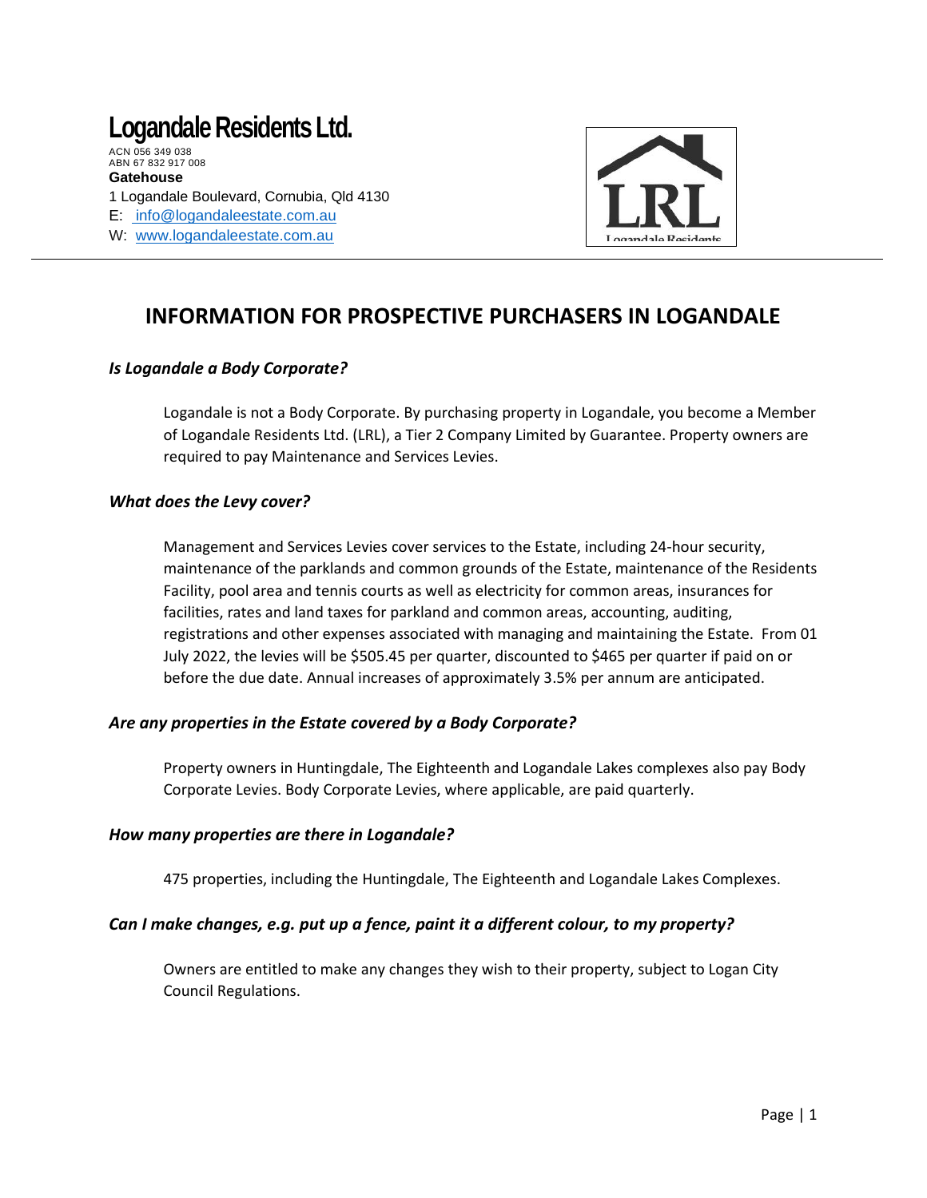# Logandale Residents Ltd.

ACN 056 349 038
ABN 67 832 917 008
**Gatehouse**
1 Logandale Boulevard, Cornubia, Qld 4130
E: info@logandaleestate.com.au
W: www.logandaleestate.com.au

## INFORMATION FOR PROSPECTIVE PURCHASERS IN LOGANDALE

### *Is Logandale a Body Corporate?*

Logandale is not a Body Corporate. By purchasing property in Logandale, you become a Member of Logandale Residents Ltd. (LRL), a Tier 2 Company Limited by Guarantee. Property owners are required to pay Maintenance and Services Levies.

### *What does the Levy cover?*

Management and Services Levies cover services to the Estate, including 24-hour security, maintenance of the parklands and common grounds of the Estate, maintenance of the Residents Facility, pool area and tennis courts as well as electricity for common areas, insurances for facilities, rates and land taxes for parkland and common areas, accounting, auditing, registrations and other expenses associated with managing and maintaining the Estate. From 01 July 2022, the levies will be $505.45 per quarter, discounted to $465 per quarter if paid on or before the due date. Annual increases of approximately 3.5% per annum are anticipated.

### *Are any properties in the Estate covered by a Body Corporate?*

Property owners in Huntingdale, The Eighteenth and Logandale Lakes complexes also pay Body Corporate Levies. Body Corporate Levies, where applicable, are paid quarterly.

### *How many properties are there in Logandale?*

475 properties, including the Huntingdale, The Eighteenth and Logandale Lakes Complexes.

### *Can I make changes, e.g. put up a fence, paint it a different colour, to my property?*

Owners are entitled to make any changes they wish to their property, subject to Logan City Council Regulations.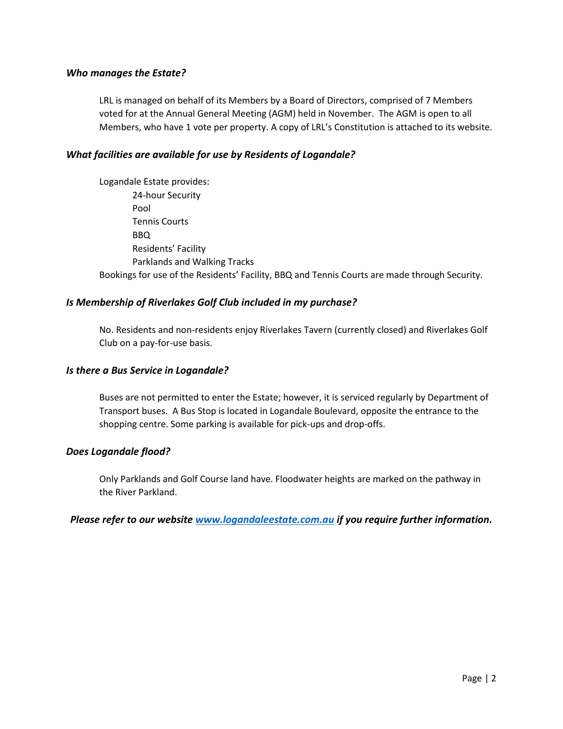### *Who manages the Estate?*

LRL is managed on behalf of its Members by a Board of Directors, comprised of 7 Members voted for at the Annual General Meeting (AGM) held in November. The AGM is open to all Members, who have 1 vote per property. A copy of LRL's Constitution is attached to its website.

### *What facilities are available for use by Residents of Logandale?*

Logandale Estate provides:

- 24-hour Security
- Pool
- Tennis Courts
- BBQ
- Residents' Facility
- Parklands and Walking Tracks

Bookings for use of the Residents' Facility, BBQ and Tennis Courts are made through Security.

### *Is Membership of Riverlakes Golf Club included in my purchase?*

No. Residents and non-residents enjoy Riverlakes Tavern (currently closed) and Riverlakes Golf Club on a pay-for-use basis.

### *Is there a Bus Service in Logandale?*

Buses are not permitted to enter the Estate; however, it is serviced regularly by Department of Transport buses. A Bus Stop is located in Logandale Boulevard, opposite the entrance to the shopping centre. Some parking is available for pick-ups and drop-offs.

### *Does Logandale flood?*

Only Parklands and Golf Course land have. Floodwater heights are marked on the pathway in the River Parkland.

***Please refer to our website [www.logandaleestate.com.au](http://www.logandaleestate.com.au) if you require further information.***